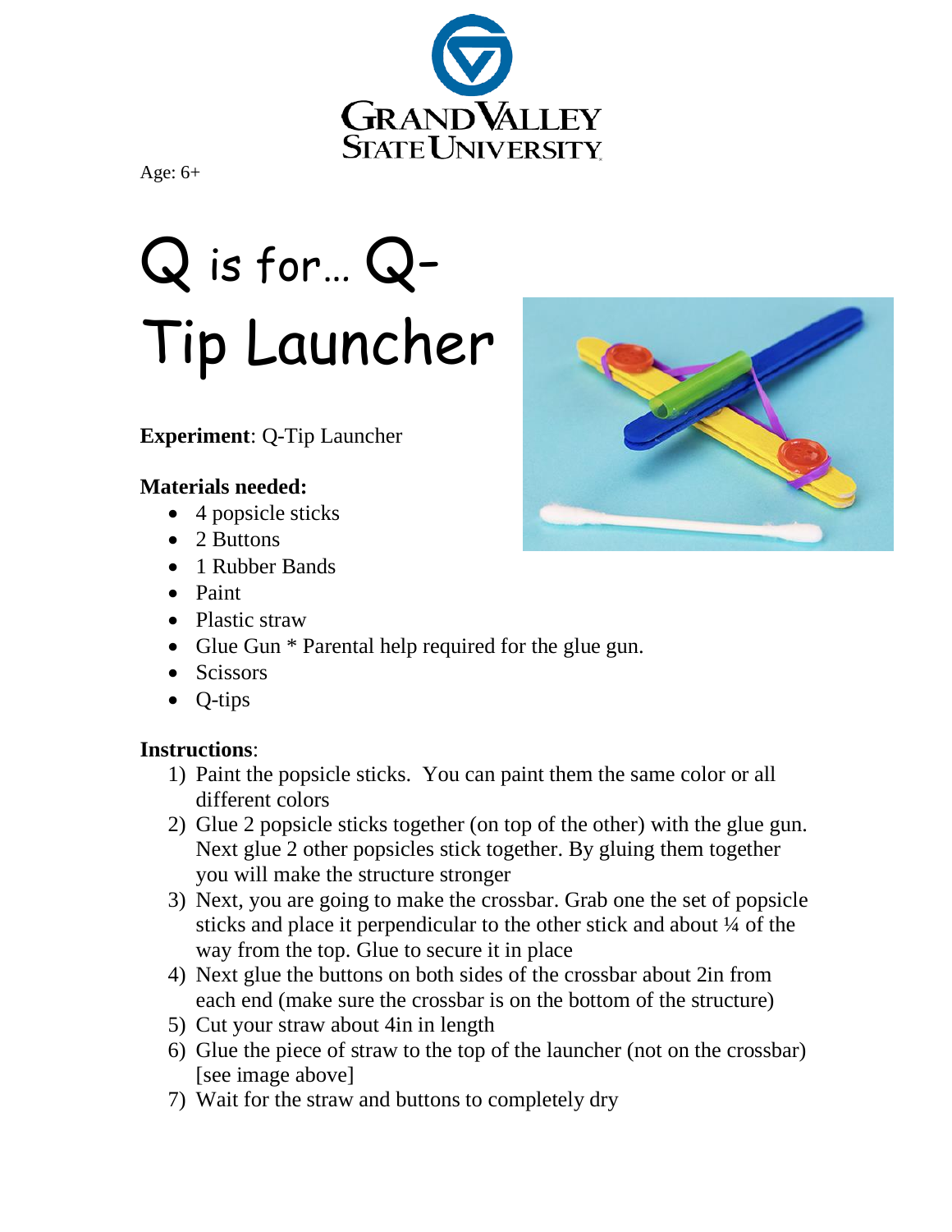Age: 6+

# Q is for… Q-Tip Launcher

**Experiment**: Q-Tip Launcher

**Materials needed:**

- 4 popsicle sticks
- 2 Buttons
- 1 Rubber Bands
- Paint
- Plastic straw
- Glue Gun * Parental help required for the glue gun.
- Scissors
- Q-tips

**Instructions**:

1) Paint the popsicle sticks. You can paint them the same color or all different colors
2) Glue 2 popsicle sticks together (on top of the other) with the glue gun. Next glue 2 other popsicles stick together. By gluing them together you will make the structure stronger
3) Next, you are going to make the crossbar. Grab one the set of popsicle sticks and place it perpendicular to the other stick and about ¼ of the way from the top. Glue to secure it in place
4) Next glue the buttons on both sides of the crossbar about 2in from each end (make sure the crossbar is on the bottom of the structure)
5) Cut your straw about 4in in length
6) Glue the piece of straw to the top of the launcher (not on the crossbar) [see image above]
7) Wait for the straw and buttons to completely dry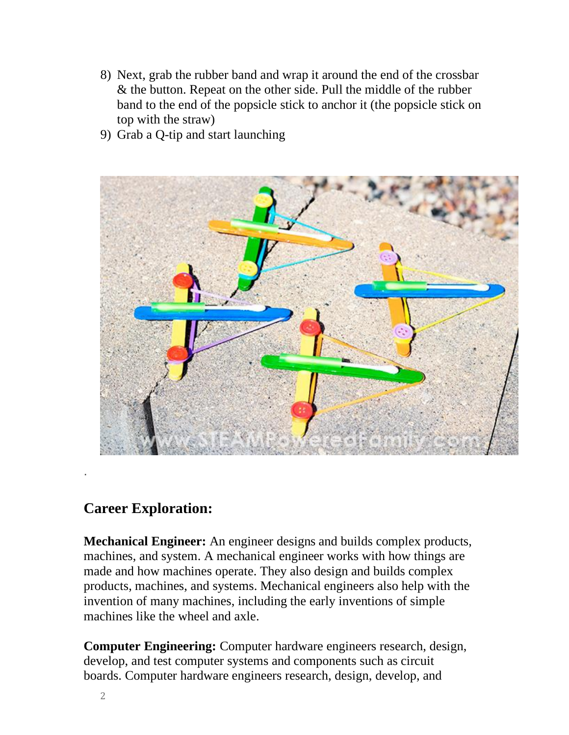8) Next, grab the rubber band and wrap it around the end of the crossbar & the button. Repeat on the other side. Pull the middle of the rubber band to the end of the popsicle stick to anchor it (the popsicle stick on top with the straw)
9) Grab a Q-tip and start launching

.

## Career Exploration:

**Mechanical Engineer:** An engineer designs and builds complex products, machines, and system. A mechanical engineer works with how things are made and how machines operate. They also design and builds complex products, machines, and systems. Mechanical engineers also help with the invention of many machines, including the early inventions of simple machines like the wheel and axle.

**Computer Engineering:** Computer hardware engineers research, design, develop, and test computer systems and components such as circuit boards. Computer hardware engineers research, design, develop, and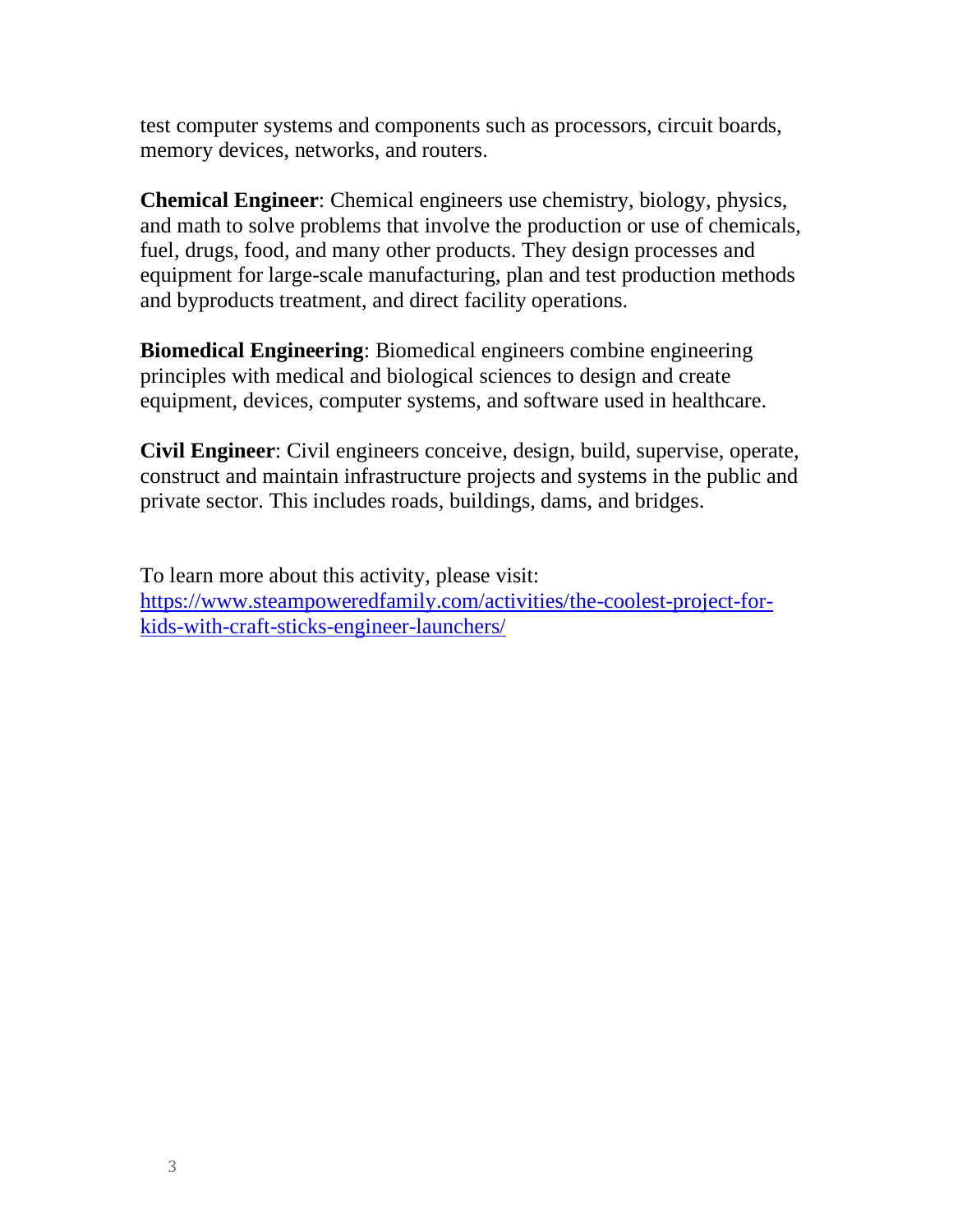test computer systems and components such as processors, circuit boards, memory devices, networks, and routers.

**Chemical Engineer**: Chemical engineers use chemistry, biology, physics, and math to solve problems that involve the production or use of chemicals, fuel, drugs, food, and many other products. They design processes and equipment for large-scale manufacturing, plan and test production methods and byproducts treatment, and direct facility operations.

**Biomedical Engineering**: Biomedical engineers combine engineering principles with medical and biological sciences to design and create equipment, devices, computer systems, and software used in healthcare.

**Civil Engineer**: Civil engineers conceive, design, build, supervise, operate, construct and maintain infrastructure projects and systems in the public and private sector. This includes roads, buildings, dams, and bridges.

To learn more about this activity, please visit:
[https://www.steampoweredfamily.com/activities/the-coolest-project-for-kids-with-craft-sticks-engineer-launchers/](https://www.steampoweredfamily.com/activities/the-coolest-project-for-kids-with-craft-sticks-engineer-launchers/)